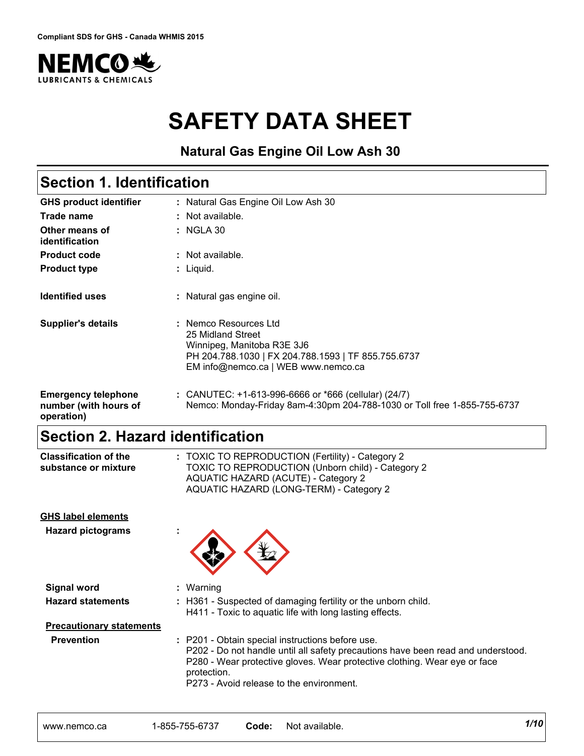Compliant SDS for GHS - Canada WHMIS 2015

NEMCO LUBRICANTS & CHEMICALS

# SAFETY DATA SHEET

**Natural Gas Engine Oil Low Ash 30**

## Section 1. Identification

| | |
|---|---|
| **GHS product identifier** | : Natural Gas Engine Oil Low Ash 30 |
| **Trade name** | : Not available. |
| **Other means of identification** | : NGLA 30 |
| **Product code** | : Not available. |
| **Product type** | : Liquid. |
| **Identified uses** | : Natural gas engine oil. |
| **Supplier's details** | : Nemco Resources Ltd<br>25 Midland Street<br>Winnipeg, Manitoba R3E 3J6<br>PH 204.788.1030 \| FX 204.788.1593 \| TF 855.755.6737<br>EM info@nemco.ca \| WEB www.nemco.ca |
| **Emergency telephone number (with hours of operation)** | : CANUTEC: +1-613-996-6666 or *666 (cellular) (24/7)<br>Nemco: Monday-Friday 8am-4:30pm 204-788-1030 or Toll free 1-855-755-6737 |

## Section 2. Hazard identification

| | |
|---|---|
| **Classification of the substance or mixture** | : TOXIC TO REPRODUCTION (Fertility) - Category 2<br>TOXIC TO REPRODUCTION (Unborn child) - Category 2<br>AQUATIC HAZARD (ACUTE) - Category 2<br>AQUATIC HAZARD (LONG-TERM) - Category 2 |

**GHS label elements**

| | |
|---|---|
| **Hazard pictograms** | : |
| **Signal word** | : Warning |
| **Hazard statements** | : H361 - Suspected of damaging fertility or the unborn child.<br>H411 - Toxic to aquatic life with long lasting effects. |

**Precautionary statements**

| | |
|---|---|
| **Prevention** | : P201 - Obtain special instructions before use.<br>P202 - Do not handle until all safety precautions have been read and understood.<br>P280 - Wear protective gloves. Wear protective clothing. Wear eye or face protection.<br>P273 - Avoid release to the environment. |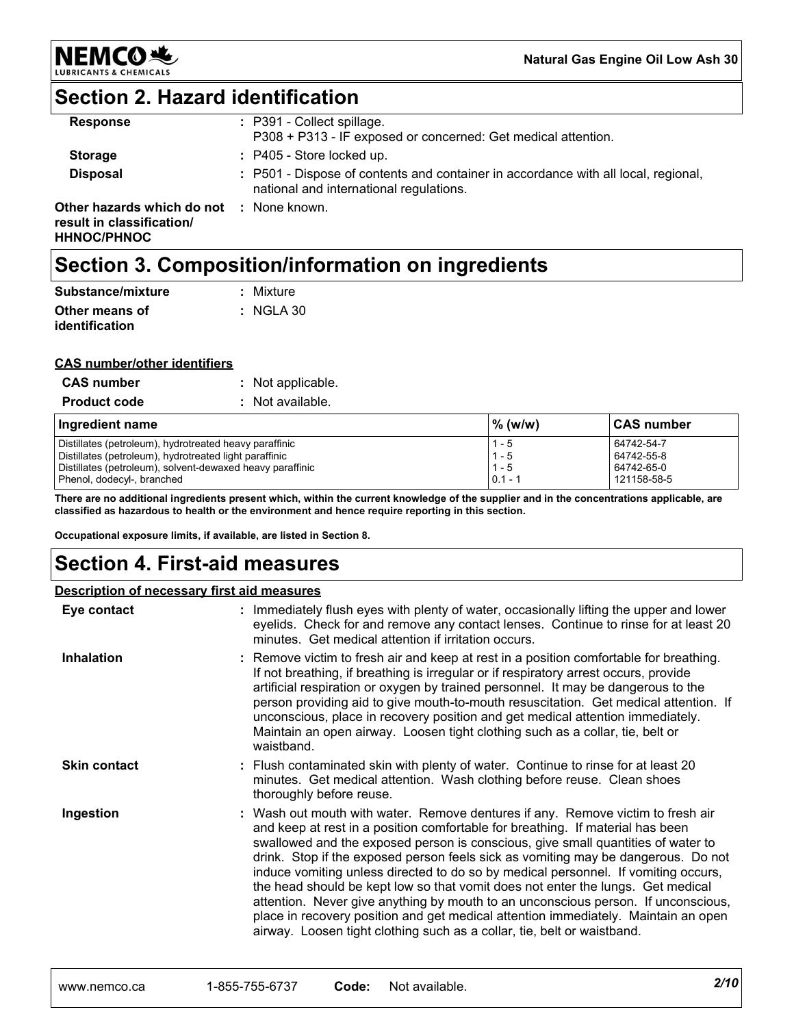## Section 2. Hazard identification

**Response** : P391 - Collect spillage.
P308 + P313 - IF exposed or concerned: Get medical attention.

**Storage** : P405 - Store locked up.

**Disposal** : P501 - Dispose of contents and container in accordance with all local, regional, national and international regulations.

**Other hazards which do not result in classification/ HHNOC/PHNOC** : None known.

## Section 3. Composition/information on ingredients

**Substance/mixture** : Mixture

**Other means of identification** : NGLA 30

**CAS number/other identifiers**

**CAS number** : Not applicable.

**Product code** : Not available.

| Ingredient name | % (w/w) | CAS number |
|---|---|---|
| Distillates (petroleum), hydrotreated heavy paraffinic | 1 - 5 | 64742-54-7 |
| Distillates (petroleum), hydrotreated light paraffinic | 1 - 5 | 64742-55-8 |
| Distillates (petroleum), solvent-dewaxed heavy paraffinic | 1 - 5 | 64742-65-0 |
| Phenol, dodecyl-, branched | 0.1 - 1 | 121158-58-5 |

**There are no additional ingredients present which, within the current knowledge of the supplier and in the concentrations applicable, are classified as hazardous to health or the environment and hence require reporting in this section.**

**Occupational exposure limits, if available, are listed in Section 8.**

## Section 4. First-aid measures

**Description of necessary first aid measures**

**Eye contact** : Immediately flush eyes with plenty of water, occasionally lifting the upper and lower eyelids. Check for and remove any contact lenses. Continue to rinse for at least 20 minutes. Get medical attention if irritation occurs.

**Inhalation** : Remove victim to fresh air and keep at rest in a position comfortable for breathing. If not breathing, if breathing is irregular or if respiratory arrest occurs, provide artificial respiration or oxygen by trained personnel. It may be dangerous to the person providing aid to give mouth-to-mouth resuscitation. Get medical attention. If unconscious, place in recovery position and get medical attention immediately. Maintain an open airway. Loosen tight clothing such as a collar, tie, belt or waistband.

**Skin contact** : Flush contaminated skin with plenty of water. Continue to rinse for at least 20 minutes. Get medical attention. Wash clothing before reuse. Clean shoes thoroughly before reuse.

**Ingestion** : Wash out mouth with water. Remove dentures if any. Remove victim to fresh air and keep at rest in a position comfortable for breathing. If material has been swallowed and the exposed person is conscious, give small quantities of water to drink. Stop if the exposed person feels sick as vomiting may be dangerous. Do not induce vomiting unless directed to do so by medical personnel. If vomiting occurs, the head should be kept low so that vomit does not enter the lungs. Get medical attention. Never give anything by mouth to an unconscious person. If unconscious, place in recovery position and get medical attention immediately. Maintain an open airway. Loosen tight clothing such as a collar, tie, belt or waistband.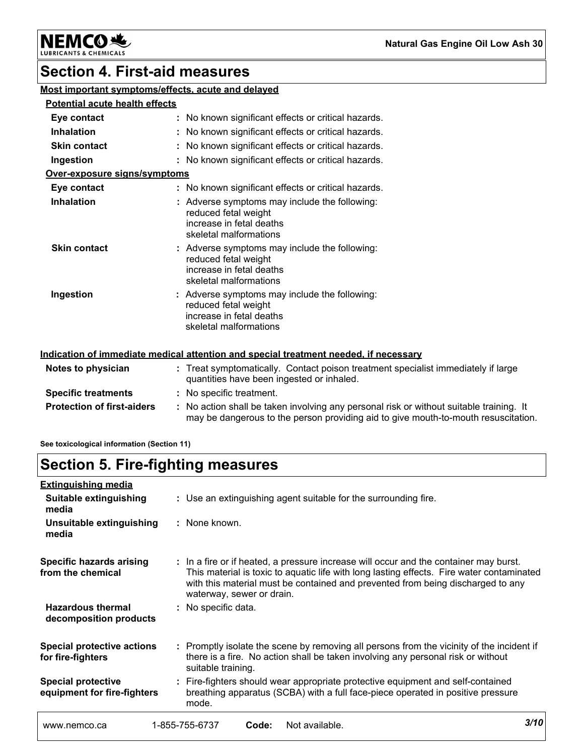## Section 4. First-aid measures

**Most important symptoms/effects, acute and delayed**

**Potential acute health effects**

| | |
|---|---|
| **Eye contact** | : No known significant effects or critical hazards. |
| **Inhalation** | : No known significant effects or critical hazards. |
| **Skin contact** | : No known significant effects or critical hazards. |
| **Ingestion** | : No known significant effects or critical hazards. |

**Over-exposure signs/symptoms**

| | |
|---|---|
| **Eye contact** | : No known significant effects or critical hazards. |
| **Inhalation** | : Adverse symptoms may include the following:<br>reduced fetal weight<br>increase in fetal deaths<br>skeletal malformations |
| **Skin contact** | : Adverse symptoms may include the following:<br>reduced fetal weight<br>increase in fetal deaths<br>skeletal malformations |
| **Ingestion** | : Adverse symptoms may include the following:<br>reduced fetal weight<br>increase in fetal deaths<br>skeletal malformations |

**Indication of immediate medical attention and special treatment needed, if necessary**

| | |
|---|---|
| **Notes to physician** | : Treat symptomatically. Contact poison treatment specialist immediately if large quantities have been ingested or inhaled. |
| **Specific treatments** | : No specific treatment. |
| **Protection of first-aiders** | : No action shall be taken involving any personal risk or without suitable training. It may be dangerous to the person providing aid to give mouth-to-mouth resuscitation. |

**See toxicological information (Section 11)**

## Section 5. Fire-fighting measures

**Extinguishing media**

| | |
|---|---|
| **Suitable extinguishing media** | : Use an extinguishing agent suitable for the surrounding fire. |
| **Unsuitable extinguishing media** | : None known. |
| **Specific hazards arising from the chemical** | : In a fire or if heated, a pressure increase will occur and the container may burst. This material is toxic to aquatic life with long lasting effects. Fire water contaminated with this material must be contained and prevented from being discharged to any waterway, sewer or drain. |
| **Hazardous thermal decomposition products** | : No specific data. |
| **Special protective actions for fire-fighters** | : Promptly isolate the scene by removing all persons from the vicinity of the incident if there is a fire. No action shall be taken involving any personal risk or without suitable training. |
| **Special protective equipment for fire-fighters** | : Fire-fighters should wear appropriate protective equipment and self-contained breathing apparatus (SCBA) with a full face-piece operated in positive pressure mode. |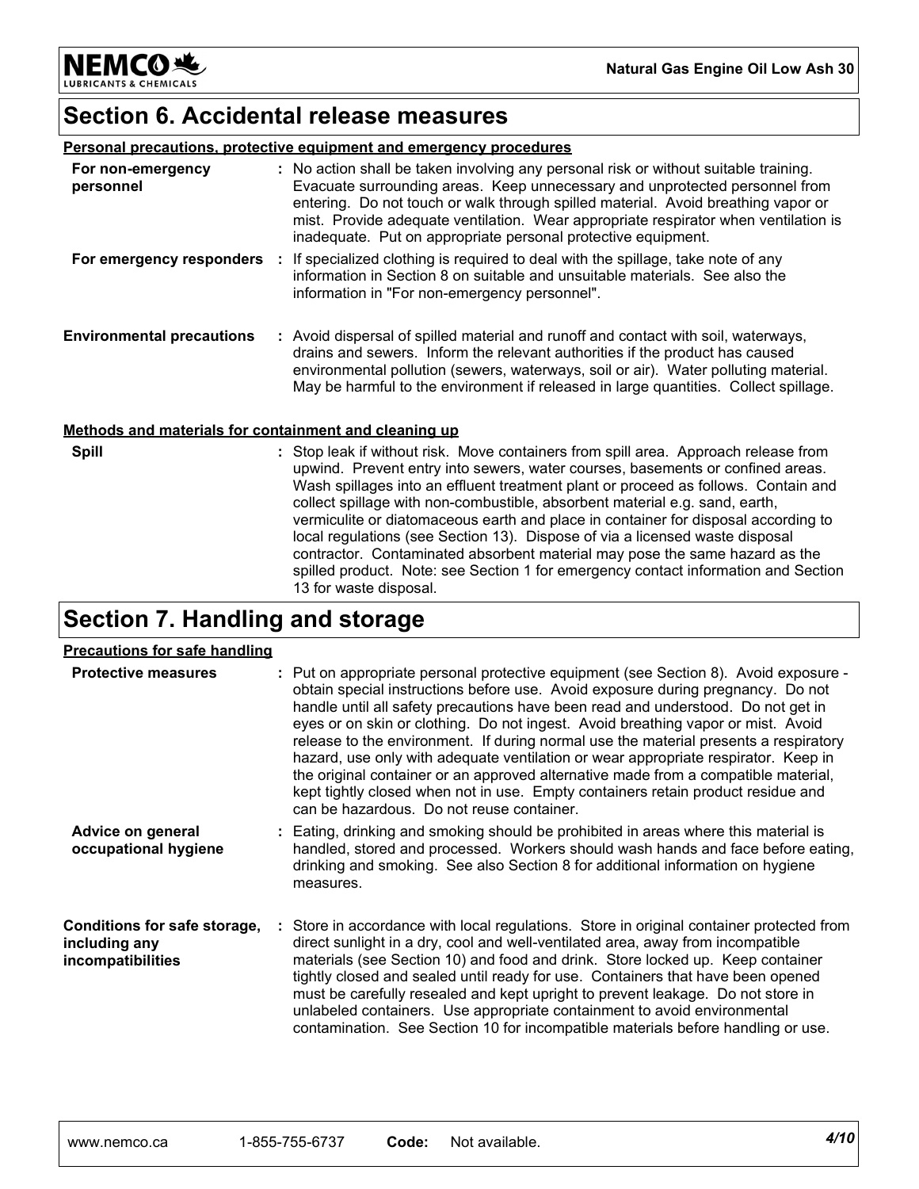## Section 6. Accidental release measures

**Personal precautions, protective equipment and emergency procedures**

| | |
|---|---|
| **For non-emergency personnel** | : No action shall be taken involving any personal risk or without suitable training. Evacuate surrounding areas. Keep unnecessary and unprotected personnel from entering. Do not touch or walk through spilled material. Avoid breathing vapor or mist. Provide adequate ventilation. Wear appropriate respirator when ventilation is inadequate. Put on appropriate personal protective equipment. |
| **For emergency responders** | : If specialized clothing is required to deal with the spillage, take note of any information in Section 8 on suitable and unsuitable materials. See also the information in "For non-emergency personnel". |
| **Environmental precautions** | : Avoid dispersal of spilled material and runoff and contact with soil, waterways, drains and sewers. Inform the relevant authorities if the product has caused environmental pollution (sewers, waterways, soil or air). Water polluting material. May be harmful to the environment if released in large quantities. Collect spillage. |

**Methods and materials for containment and cleaning up**

| | |
|---|---|
| **Spill** | : Stop leak if without risk. Move containers from spill area. Approach release from upwind. Prevent entry into sewers, water courses, basements or confined areas. Wash spillages into an effluent treatment plant or proceed as follows. Contain and collect spillage with non-combustible, absorbent material e.g. sand, earth, vermiculite or diatomaceous earth and place in container for disposal according to local regulations (see Section 13). Dispose of via a licensed waste disposal contractor. Contaminated absorbent material may pose the same hazard as the spilled product. Note: see Section 1 for emergency contact information and Section 13 for waste disposal. |

## Section 7. Handling and storage

**Precautions for safe handling**

| | |
|---|---|
| **Protective measures** | : Put on appropriate personal protective equipment (see Section 8). Avoid exposure - obtain special instructions before use. Avoid exposure during pregnancy. Do not handle until all safety precautions have been read and understood. Do not get in eyes or on skin or clothing. Do not ingest. Avoid breathing vapor or mist. Avoid release to the environment. If during normal use the material presents a respiratory hazard, use only with adequate ventilation or wear appropriate respirator. Keep in the original container or an approved alternative made from a compatible material, kept tightly closed when not in use. Empty containers retain product residue and can be hazardous. Do not reuse container. |
| **Advice on general occupational hygiene** | : Eating, drinking and smoking should be prohibited in areas where this material is handled, stored and processed. Workers should wash hands and face before eating, drinking and smoking. See also Section 8 for additional information on hygiene measures. |
| **Conditions for safe storage, including any incompatibilities** | : Store in accordance with local regulations. Store in original container protected from direct sunlight in a dry, cool and well-ventilated area, away from incompatible materials (see Section 10) and food and drink. Store locked up. Keep container tightly closed and sealed until ready for use. Containers that have been opened must be carefully resealed and kept upright to prevent leakage. Do not store in unlabeled containers. Use appropriate containment to avoid environmental contamination. See Section 10 for incompatible materials before handling or use. |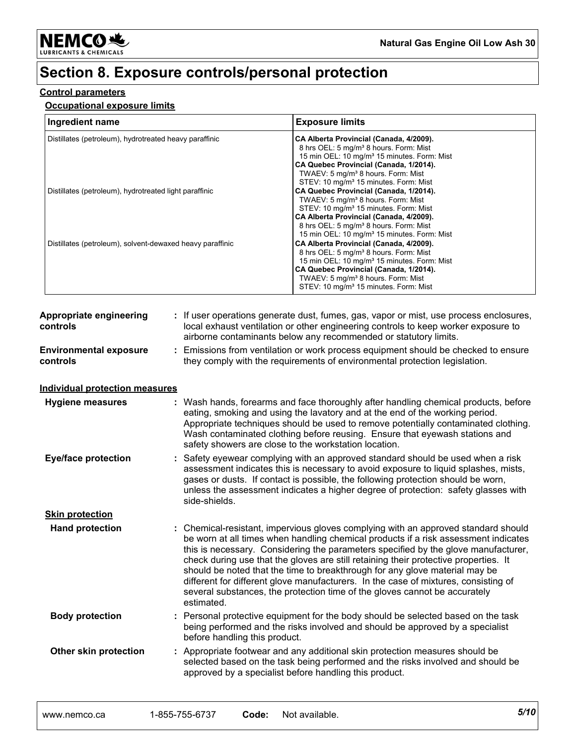# Section 8. Exposure controls/personal protection

**Control parameters**

**Occupational exposure limits**

| Ingredient name | Exposure limits |
|---|---|
| Distillates (petroleum), hydrotreated heavy paraffinic | **CA Alberta Provincial (Canada, 4/2009).**<br>8 hrs OEL: 5 mg/m³ 8 hours. Form: Mist<br>15 min OEL: 10 mg/m³ 15 minutes. Form: Mist<br>**CA Quebec Provincial (Canada, 1/2014).**<br>TWAEV: 5 mg/m³ 8 hours. Form: Mist<br>STEV: 10 mg/m³ 15 minutes. Form: Mist |
| Distillates (petroleum), hydrotreated light paraffinic | **CA Quebec Provincial (Canada, 1/2014).**<br>TWAEV: 5 mg/m³ 8 hours. Form: Mist<br>STEV: 10 mg/m³ 15 minutes. Form: Mist<br>**CA Alberta Provincial (Canada, 4/2009).**<br>8 hrs OEL: 5 mg/m³ 8 hours. Form: Mist<br>15 min OEL: 10 mg/m³ 15 minutes. Form: Mist |
| Distillates (petroleum), solvent-dewaxed heavy paraffinic | **CA Alberta Provincial (Canada, 4/2009).**<br>8 hrs OEL: 5 mg/m³ 8 hours. Form: Mist<br>15 min OEL: 10 mg/m³ 15 minutes. Form: Mist<br>**CA Quebec Provincial (Canada, 1/2014).**<br>TWAEV: 5 mg/m³ 8 hours. Form: Mist<br>STEV: 10 mg/m³ 15 minutes. Form: Mist |

**Appropriate engineering controls** : If user operations generate dust, fumes, gas, vapor or mist, use process enclosures, local exhaust ventilation or other engineering controls to keep worker exposure to airborne contaminants below any recommended or statutory limits.

**Environmental exposure controls** : Emissions from ventilation or work process equipment should be checked to ensure they comply with the requirements of environmental protection legislation.

**Individual protection measures**

**Hygiene measures** : Wash hands, forearms and face thoroughly after handling chemical products, before eating, smoking and using the lavatory and at the end of the working period. Appropriate techniques should be used to remove potentially contaminated clothing. Wash contaminated clothing before reusing. Ensure that eyewash stations and safety showers are close to the workstation location.

**Eye/face protection** : Safety eyewear complying with an approved standard should be used when a risk assessment indicates this is necessary to avoid exposure to liquid splashes, mists, gases or dusts. If contact is possible, the following protection should be worn, unless the assessment indicates a higher degree of protection: safety glasses with side-shields.

**Skin protection**

**Hand protection** : Chemical-resistant, impervious gloves complying with an approved standard should be worn at all times when handling chemical products if a risk assessment indicates this is necessary. Considering the parameters specified by the glove manufacturer, check during use that the gloves are still retaining their protective properties. It should be noted that the time to breakthrough for any glove material may be different for different glove manufacturers. In the case of mixtures, consisting of several substances, the protection time of the gloves cannot be accurately estimated.

**Body protection** : Personal protective equipment for the body should be selected based on the task being performed and the risks involved and should be approved by a specialist before handling this product.

**Other skin protection** : Appropriate footwear and any additional skin protection measures should be selected based on the task being performed and the risks involved and should be approved by a specialist before handling this product.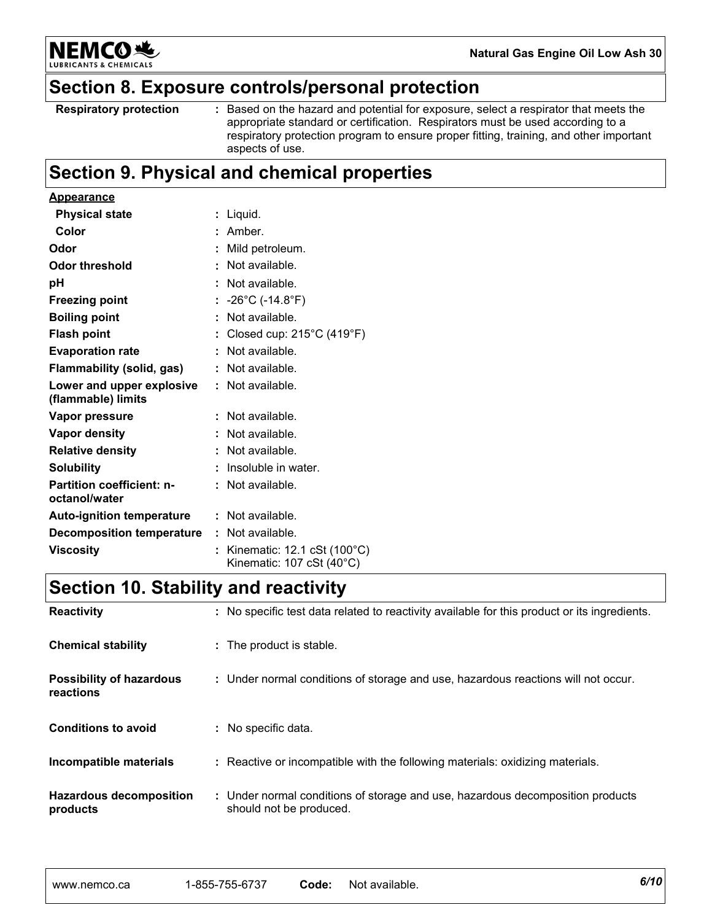## Section 8. Exposure controls/personal protection

| | |
|---|---|
| **Respiratory protection** | : Based on the hazard and potential for exposure, select a respirator that meets the appropriate standard or certification. Respirators must be used according to a respiratory protection program to ensure proper fitting, training, and other important aspects of use. |

## Section 9. Physical and chemical properties

**Appearance**

| | |
|---|---|
| **Physical state** | : Liquid. |
| **Color** | : Amber. |
| **Odor** | : Mild petroleum. |
| **Odor threshold** | : Not available. |
| **pH** | : Not available. |
| **Freezing point** | : -26°C (-14.8°F) |
| **Boiling point** | : Not available. |
| **Flash point** | : Closed cup: 215°C (419°F) |
| **Evaporation rate** | : Not available. |
| **Flammability (solid, gas)** | : Not available. |
| **Lower and upper explosive (flammable) limits** | : Not available. |
| **Vapor pressure** | : Not available. |
| **Vapor density** | : Not available. |
| **Relative density** | : Not available. |
| **Solubility** | : Insoluble in water. |
| **Partition coefficient: n-octanol/water** | : Not available. |
| **Auto-ignition temperature** | : Not available. |
| **Decomposition temperature** | : Not available. |
| **Viscosity** | : Kinematic: 12.1 cSt (100°C)<br>Kinematic: 107 cSt (40°C) |

## Section 10. Stability and reactivity

| | |
|---|---|
| **Reactivity** | : No specific test data related to reactivity available for this product or its ingredients. |
| **Chemical stability** | : The product is stable. |
| **Possibility of hazardous reactions** | : Under normal conditions of storage and use, hazardous reactions will not occur. |
| **Conditions to avoid** | : No specific data. |
| **Incompatible materials** | : Reactive or incompatible with the following materials: oxidizing materials. |
| **Hazardous decomposition products** | : Under normal conditions of storage and use, hazardous decomposition products should not be produced. |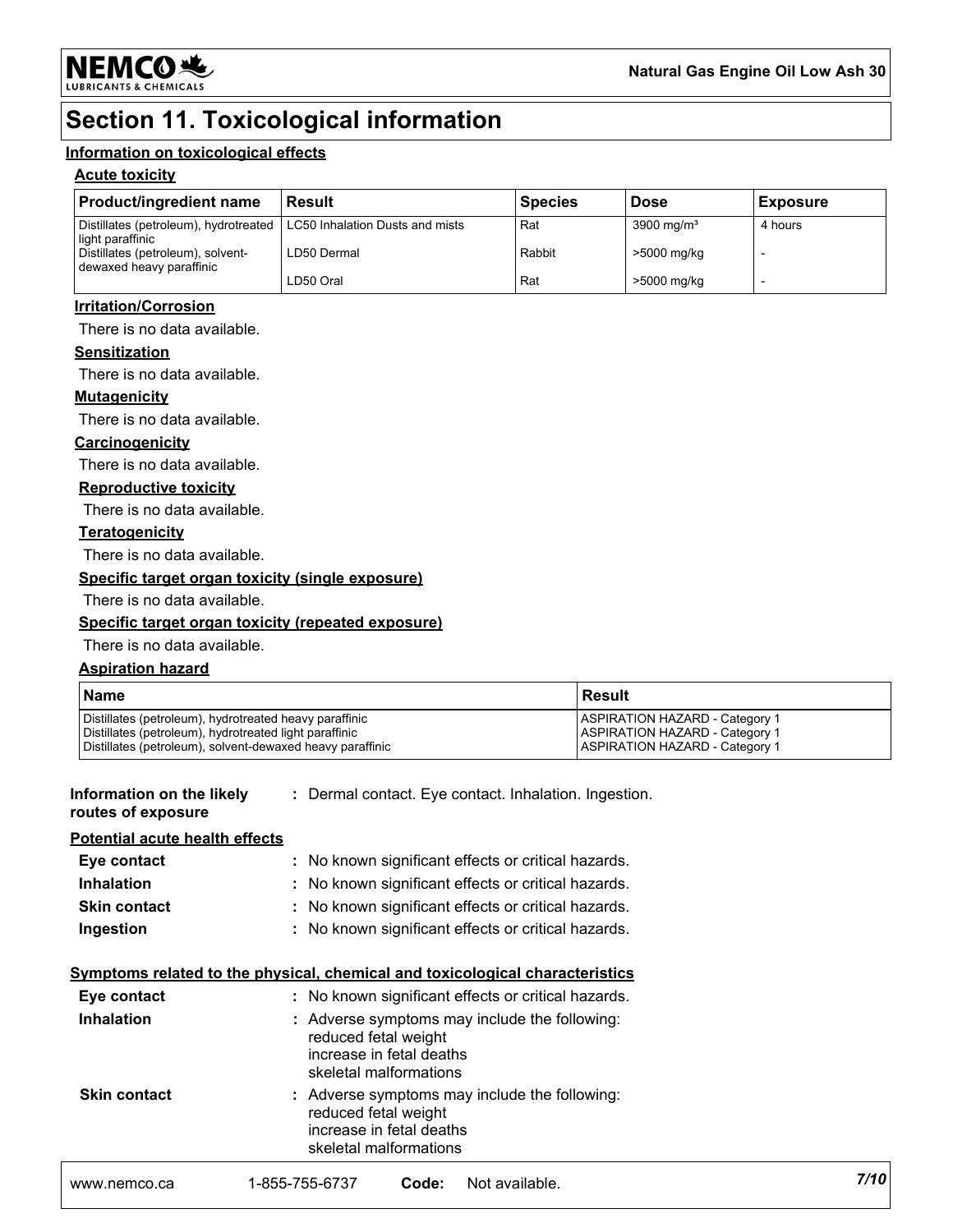# Section 11. Toxicological information

## Information on toxicological effects

### Acute toxicity

| Product/ingredient name | Result | Species | Dose | Exposure |
| --- | --- | --- | --- | --- |
| Distillates (petroleum), hydrotreated light paraffinic | LC50 Inhalation Dusts and mists | Rat | 3900 mg/m³ | 4 hours |
| Distillates (petroleum), solvent-dewaxed heavy paraffinic | LD50 Dermal | Rabbit | >5000 mg/kg | - |
| | LD50 Oral | Rat | >5000 mg/kg | - |

### Irritation/Corrosion

There is no data available.

### Sensitization

There is no data available.

### Mutagenicity

There is no data available.

### Carcinogenicity

There is no data available.

### Reproductive toxicity

There is no data available.

### Teratogenicity

There is no data available.

### Specific target organ toxicity (single exposure)

There is no data available.

### Specific target organ toxicity (repeated exposure)

There is no data available.

### Aspiration hazard

| Name | Result |
| --- | --- |
| Distillates (petroleum), hydrotreated heavy paraffinic | ASPIRATION HAZARD - Category 1 |
| Distillates (petroleum), hydrotreated light paraffinic | ASPIRATION HAZARD - Category 1 |
| Distillates (petroleum), solvent-dewaxed heavy paraffinic | ASPIRATION HAZARD - Category 1 |

**Information on the likely routes of exposure** : Dermal contact. Eye contact. Inhalation. Ingestion.

### Potential acute health effects

**Eye contact** : No known significant effects or critical hazards.

**Inhalation** : No known significant effects or critical hazards.

**Skin contact** : No known significant effects or critical hazards.

**Ingestion** : No known significant effects or critical hazards.

### Symptoms related to the physical, chemical and toxicological characteristics

**Eye contact** : No known significant effects or critical hazards.

**Inhalation** : Adverse symptoms may include the following:
reduced fetal weight
increase in fetal deaths
skeletal malformations

**Skin contact** : Adverse symptoms may include the following:
reduced fetal weight
increase in fetal deaths
skeletal malformations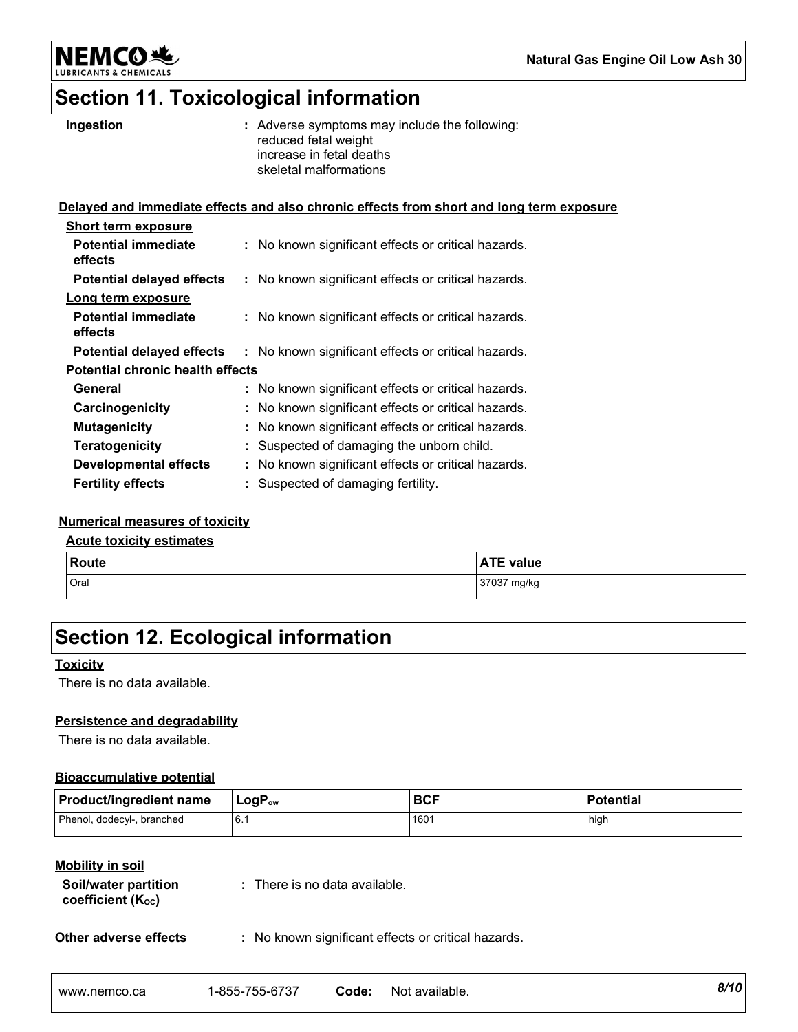## Section 11. Toxicological information

**Ingestion** : Adverse symptoms may include the following:
reduced fetal weight
increase in fetal deaths
skeletal malformations

**Delayed and immediate effects and also chronic effects from short and long term exposure**

**Short term exposure**

**Potential immediate effects** : No known significant effects or critical hazards.

**Potential delayed effects** : No known significant effects or critical hazards.

**Long term exposure**

**Potential immediate effects** : No known significant effects or critical hazards.

**Potential delayed effects** : No known significant effects or critical hazards.

**Potential chronic health effects**

**General** : No known significant effects or critical hazards.

**Carcinogenicity** : No known significant effects or critical hazards.

**Mutagenicity** : No known significant effects or critical hazards.

**Teratogenicity** : Suspected of damaging the unborn child.

**Developmental effects** : No known significant effects or critical hazards.

**Fertility effects** : Suspected of damaging fertility.

**Numerical measures of toxicity**

**Acute toxicity estimates**

| Route | ATE value |
|---|---|
| Oral | 37037 mg/kg |

## Section 12. Ecological information

**Toxicity**

There is no data available.

**Persistence and degradability**

There is no data available.

**Bioaccumulative potential**

| Product/ingredient name | $LogP_{ow}$ | BCF | Potential |
|---|---|---|---|
| Phenol, dodecyl-, branched | 6.1 | 1601 | high |

**Mobility in soil**

**Soil/water partition coefficient ($K_{OC}$)** : There is no data available.

**Other adverse effects** : No known significant effects or critical hazards.

www.nemco.ca 1-855-755-6737 **Code:** Not available.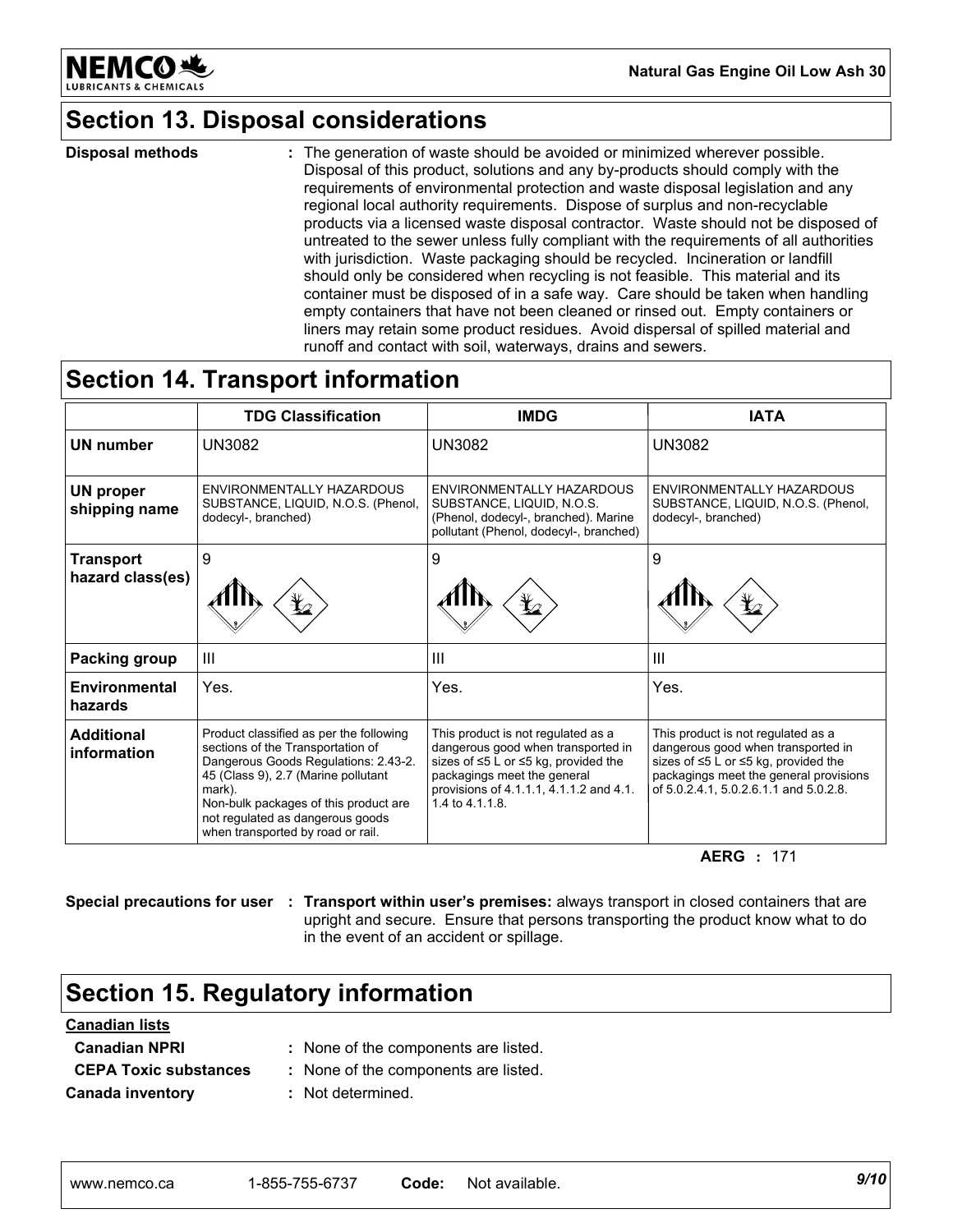## Section 13. Disposal considerations

**Disposal methods** : The generation of waste should be avoided or minimized wherever possible. Disposal of this product, solutions and any by-products should comply with the requirements of environmental protection and waste disposal legislation and any regional local authority requirements. Dispose of surplus and non-recyclable products via a licensed waste disposal contractor. Waste should not be disposed of untreated to the sewer unless fully compliant with the requirements of all authorities with jurisdiction. Waste packaging should be recycled. Incineration or landfill should only be considered when recycling is not feasible. This material and its container must be disposed of in a safe way. Care should be taken when handling empty containers that have not been cleaned or rinsed out. Empty containers or liners may retain some product residues. Avoid dispersal of spilled material and runoff and contact with soil, waterways, drains and sewers.

## Section 14. Transport information

| | TDG Classification | IMDG | IATA |
|---|---|---|---|
| **UN number** | UN3082 | UN3082 | UN3082 |
| **UN proper shipping name** | ENVIRONMENTALLY HAZARDOUS SUBSTANCE, LIQUID, N.O.S. (Phenol, dodecyl-, branched) | ENVIRONMENTALLY HAZARDOUS SUBSTANCE, LIQUID, N.O.S. (Phenol, dodecyl-, branched). Marine pollutant (Phenol, dodecyl-, branched) | ENVIRONMENTALLY HAZARDOUS SUBSTANCE, LIQUID, N.O.S. (Phenol, dodecyl-, branched) |
| **Transport hazard class(es)** | 9 | 9 | 9 |
| **Packing group** | III | III | III |
| **Environmental hazards** | Yes. | Yes. | Yes. |
| **Additional information** | Product classified as per the following sections of the Transportation of Dangerous Goods Regulations: 2.43-2.45 (Class 9), 2.7 (Marine pollutant mark). Non-bulk packages of this product are not regulated as dangerous goods when transported by road or rail. | This product is not regulated as a dangerous good when transported in sizes of ≤5 L or ≤5 kg, provided the packagings meet the general provisions of 4.1.1.1, 4.1.1.2 and 4.1.1.4 to 4.1.1.8. | This product is not regulated as a dangerous good when transported in sizes of ≤5 L or ≤5 kg, provided the packagings meet the general provisions of 5.0.2.4.1, 5.0.2.6.1.1 and 5.0.2.8. |

**AERG** : 171

**Special precautions for user** : **Transport within user's premises:** always transport in closed containers that are upright and secure. Ensure that persons transporting the product know what to do in the event of an accident or spillage.

## Section 15. Regulatory information

**Canadian lists**

**Canadian NPRI** : None of the components are listed.

**CEPA Toxic substances** : None of the components are listed.

**Canada inventory** : Not determined.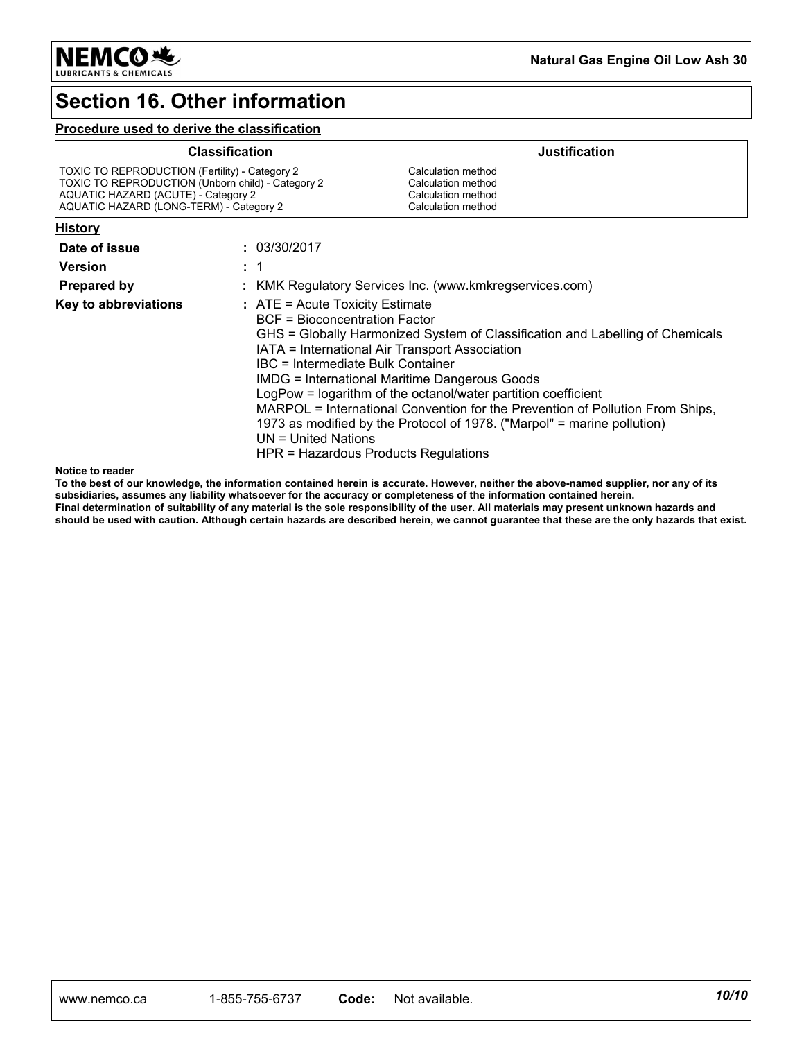## Section 16. Other information

**Procedure used to derive the classification**

| Classification | Justification |
|---|---|
| TOXIC TO REPRODUCTION (Fertility) - Category 2 | Calculation method |
| TOXIC TO REPRODUCTION (Unborn child) - Category 2 | Calculation method |
| AQUATIC HAZARD (ACUTE) - Category 2 | Calculation method |
| AQUATIC HAZARD (LONG-TERM) - Category 2 | Calculation method |

**History**

**Date of issue** : 03/30/2017

**Version** : 1

**Prepared by** : KMK Regulatory Services Inc. (www.kmkregservices.com)

**Key to abbreviations** : ATE = Acute Toxicity Estimate
BCF = Bioconcentration Factor
GHS = Globally Harmonized System of Classification and Labelling of Chemicals
IATA = International Air Transport Association
IBC = Intermediate Bulk Container
IMDG = International Maritime Dangerous Goods
LogPow = logarithm of the octanol/water partition coefficient
MARPOL = International Convention for the Prevention of Pollution From Ships, 1973 as modified by the Protocol of 1978. ("Marpol" = marine pollution)
UN = United Nations
HPR = Hazardous Products Regulations

**Notice to reader**

**To the best of our knowledge, the information contained herein is accurate. However, neither the above-named supplier, nor any of its subsidiaries, assumes any liability whatsoever for the accuracy or completeness of the information contained herein.**
**Final determination of suitability of any material is the sole responsibility of the user. All materials may present unknown hazards and should be used with caution. Although certain hazards are described herein, we cannot guarantee that these are the only hazards that exist.**